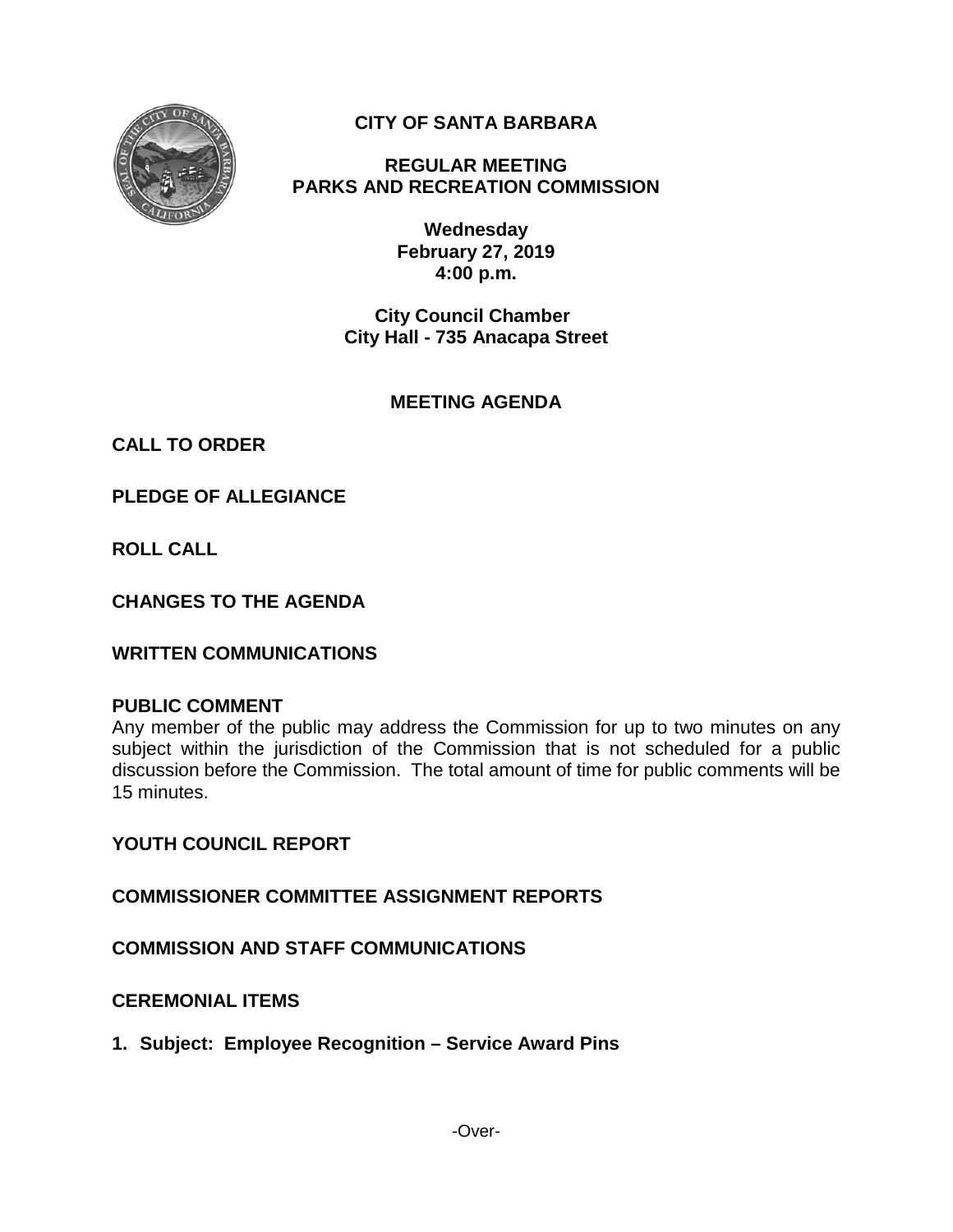# CITY OF SANTA BARBARA

## REGULAR MEETING
## PARKS AND RECREATION COMMISSION

**Wednesday**
**February 27, 2019**
**4:00 p.m.**

**City Council Chamber**
**City Hall - 735 Anacapa Street**

## MEETING AGENDA

**CALL TO ORDER**

**PLEDGE OF ALLEGIANCE**

**ROLL CALL**

**CHANGES TO THE AGENDA**

**WRITTEN COMMUNICATIONS**

**PUBLIC COMMENT**
Any member of the public may address the Commission for up to two minutes on any subject within the jurisdiction of the Commission that is not scheduled for a public discussion before the Commission. The total amount of time for public comments will be 15 minutes.

**YOUTH COUNCIL REPORT**

**COMMISSIONER COMMITTEE ASSIGNMENT REPORTS**

**COMMISSION AND STAFF COMMUNICATIONS**

**CEREMONIAL ITEMS**

**1. Subject: Employee Recognition – Service Award Pins**

-Over-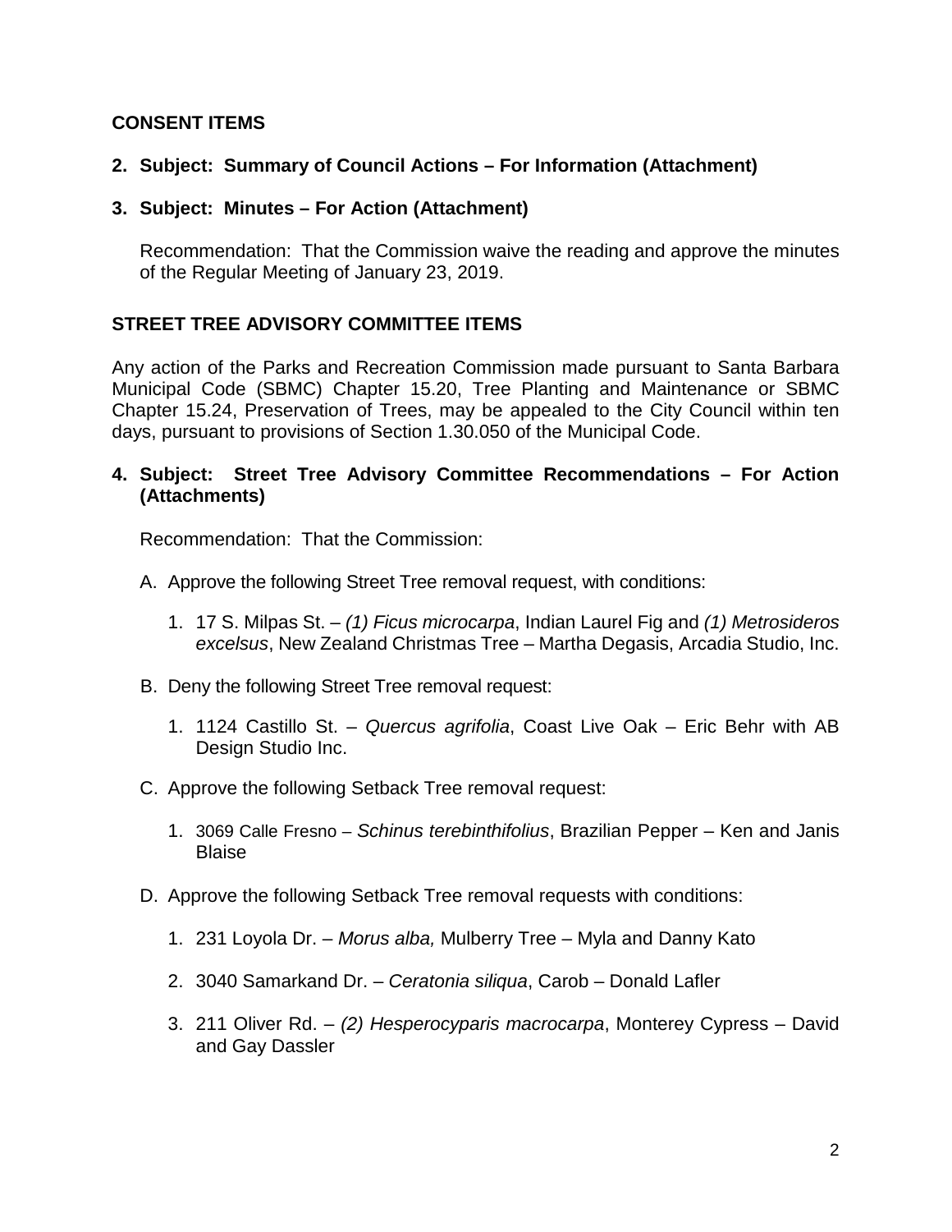## CONSENT ITEMS

**2. Subject: Summary of Council Actions – For Information (Attachment)**

**3. Subject: Minutes – For Action (Attachment)**

Recommendation: That the Commission waive the reading and approve the minutes of the Regular Meeting of January 23, 2019.

## STREET TREE ADVISORY COMMITTEE ITEMS

Any action of the Parks and Recreation Commission made pursuant to Santa Barbara Municipal Code (SBMC) Chapter 15.20, Tree Planting and Maintenance or SBMC Chapter 15.24, Preservation of Trees, may be appealed to the City Council within ten days, pursuant to provisions of Section 1.30.050 of the Municipal Code.

**4. Subject: Street Tree Advisory Committee Recommendations – For Action (Attachments)**

Recommendation: That the Commission:

A. Approve the following Street Tree removal request, with conditions:

1. 17 S. Milpas St. – *(1) Ficus microcarpa*, Indian Laurel Fig and *(1) Metrosideros excelsus*, New Zealand Christmas Tree – Martha Degasis, Arcadia Studio, Inc.

B. Deny the following Street Tree removal request:

1. 1124 Castillo St. – *Quercus agrifolia*, Coast Live Oak – Eric Behr with AB Design Studio Inc.

C. Approve the following Setback Tree removal request:

1. 3069 Calle Fresno – *Schinus terebinthifolius*, Brazilian Pepper – Ken and Janis Blaise

D. Approve the following Setback Tree removal requests with conditions:

1. 231 Loyola Dr. – *Morus alba,* Mulberry Tree – Myla and Danny Kato

2. 3040 Samarkand Dr. – *Ceratonia siliqua*, Carob – Donald Lafler

3. 211 Oliver Rd. – *(2) Hesperocyparis macrocarpa*, Monterey Cypress – David and Gay Dassler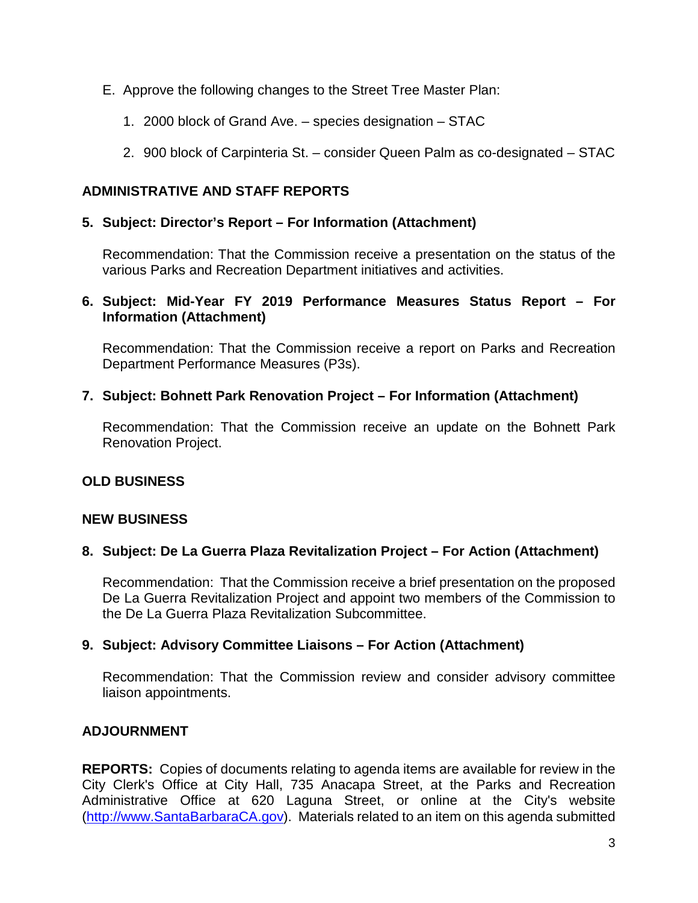E. Approve the following changes to the Street Tree Master Plan:

   1. 2000 block of Grand Ave. – species designation – STAC

   2. 900 block of Carpinteria St. – consider Queen Palm as co-designated – STAC

**ADMINISTRATIVE AND STAFF REPORTS**

**5. Subject: Director's Report – For Information (Attachment)**

Recommendation: That the Commission receive a presentation on the status of the various Parks and Recreation Department initiatives and activities.

**6. Subject: Mid-Year FY 2019 Performance Measures Status Report – For Information (Attachment)**

Recommendation: That the Commission receive a report on Parks and Recreation Department Performance Measures (P3s).

**7. Subject: Bohnett Park Renovation Project – For Information (Attachment)**

Recommendation: That the Commission receive an update on the Bohnett Park Renovation Project.

**OLD BUSINESS**

**NEW BUSINESS**

**8. Subject: De La Guerra Plaza Revitalization Project – For Action (Attachment)**

Recommendation: That the Commission receive a brief presentation on the proposed De La Guerra Revitalization Project and appoint two members of the Commission to the De La Guerra Plaza Revitalization Subcommittee.

**9. Subject: Advisory Committee Liaisons – For Action (Attachment)**

Recommendation: That the Commission review and consider advisory committee liaison appointments.

**ADJOURNMENT**

**REPORTS:** Copies of documents relating to agenda items are available for review in the City Clerk's Office at City Hall, 735 Anacapa Street, at the Parks and Recreation Administrative Office at 620 Laguna Street, or online at the City's website (http://www.SantaBarbaraCA.gov). Materials related to an item on this agenda submitted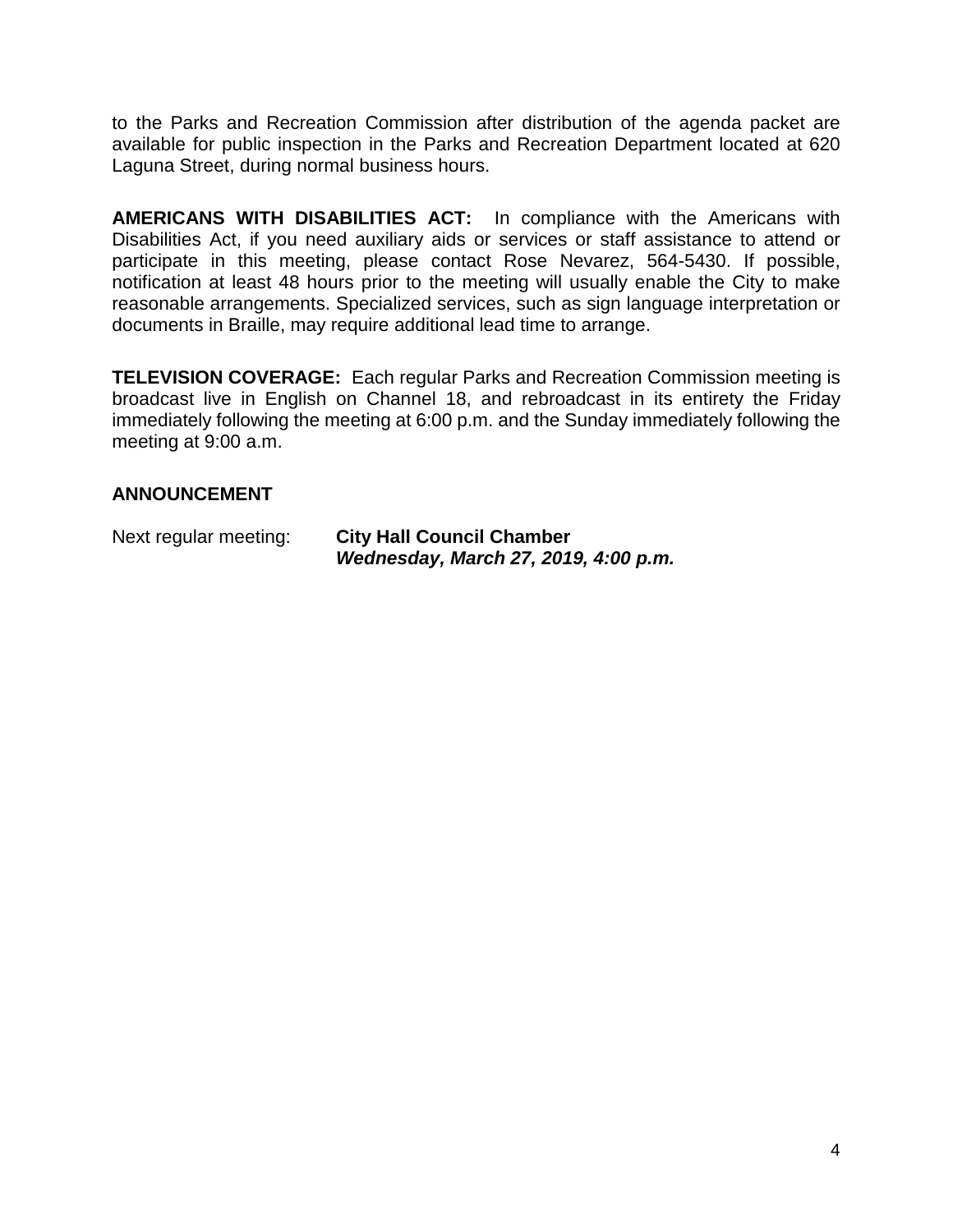to the Parks and Recreation Commission after distribution of the agenda packet are available for public inspection in the Parks and Recreation Department located at 620 Laguna Street, during normal business hours.

**AMERICANS WITH DISABILITIES ACT:** In compliance with the Americans with Disabilities Act, if you need auxiliary aids or services or staff assistance to attend or participate in this meeting, please contact Rose Nevarez, 564-5430. If possible, notification at least 48 hours prior to the meeting will usually enable the City to make reasonable arrangements. Specialized services, such as sign language interpretation or documents in Braille, may require additional lead time to arrange.

**TELEVISION COVERAGE:** Each regular Parks and Recreation Commission meeting is broadcast live in English on Channel 18, and rebroadcast in its entirety the Friday immediately following the meeting at 6:00 p.m. and the Sunday immediately following the meeting at 9:00 a.m.

**ANNOUNCEMENT**

Next regular meeting: **City Hall Council Chamber**
***Wednesday, March 27, 2019, 4:00 p.m.***